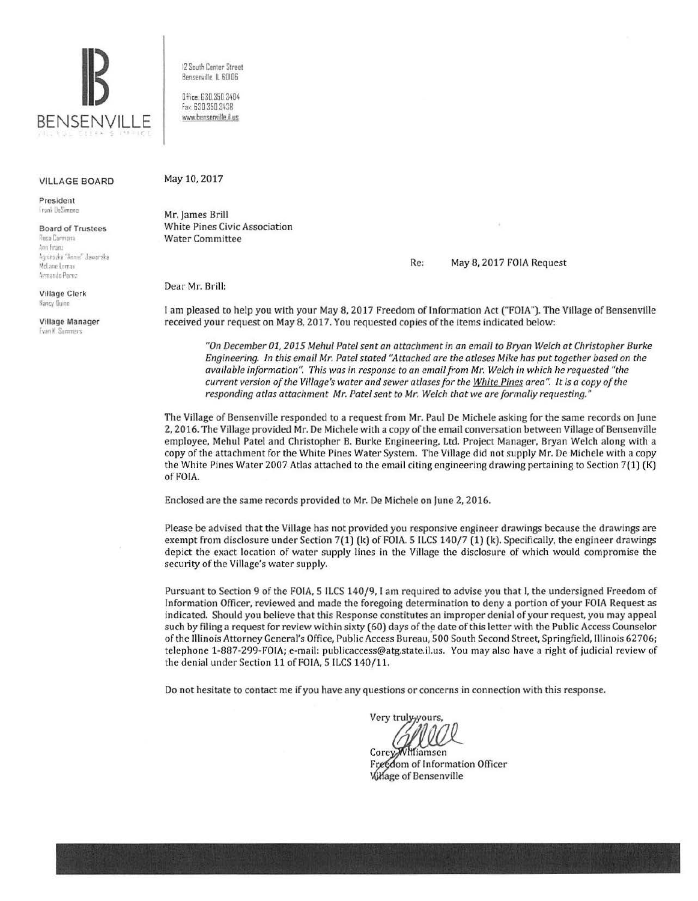# BENSENVILLE

VILLAGE CLERK'S OFFICE

12 South Center Street
Bensenville, IL 60106

Office: 630.350.3404
Fax: 630.350.3438
www.bensenville.il.us

**VILLAGE BOARD**

**President**
Frank DeSimone

**Board of Trustees**
Rosa Carmona
Ann Franz
Agnieszka "Annie" Jaworska
McLane Lomax
Armando Perez

**Village Clerk**
Nancy Quinn

**Village Manager**
Evan K. Summers

May 10, 2017

Mr. James Brill
White Pines Civic Association
Water Committee

Re: May 8, 2017 FOIA Request

Dear Mr. Brill:

I am pleased to help you with your May 8, 2017 Freedom of Information Act ("FOIA"). The Village of Bensenville received your request on May 8, 2017. You requested copies of the items indicated below:

> *"On December 01, 2015 Mehul Patel sent an attachment in an email to Bryan Welch at Christopher Burke Engineering. In this email Mr. Patel stated "Attached are the atlases Mike has put together based on the available information". This was in response to an email from Mr. Welch in which he requested "the current version of the Village's water and sewer atlases for the White Pines area". It is a copy of the responding atlas attachment Mr. Patel sent to Mr. Welch that we are formally requesting."*

The Village of Bensenville responded to a request from Mr. Paul De Michele asking for the same records on June 2, 2016. The Village provided Mr. De Michele with a copy of the email conversation between Village of Bensenville employee, Mehul Patel and Christopher B. Burke Engineering, Ltd. Project Manager, Bryan Welch along with a copy of the attachment for the White Pines Water System. The Village did not supply Mr. De Michele with a copy the White Pines Water 2007 Atlas attached to the email citing engineering drawing pertaining to Section 7(1) (K) of FOIA.

Enclosed are the same records provided to Mr. De Michele on June 2, 2016.

Please be advised that the Village has not provided you responsive engineer drawings because the drawings are exempt from disclosure under Section 7(1) (k) of FOIA. 5 ILCS 140/7 (1) (k). Specifically, the engineer drawings depict the exact location of water supply lines in the Village the disclosure of which would compromise the security of the Village's water supply.

Pursuant to Section 9 of the FOIA, 5 ILCS 140/9, I am required to advise you that I, the undersigned Freedom of Information Officer, reviewed and made the foregoing determination to deny a portion of your FOIA Request as indicated. Should you believe that this Response constitutes an improper denial of your request, you may appeal such by filing a request for review within sixty (60) days of the date of this letter with the Public Access Counselor of the Illinois Attorney General's Office, Public Access Bureau, 500 South Second Street, Springfield, Illinois 62706; telephone 1-887-299-FOIA; e-mail: publicaccess@atg.state.il.us. You may also have a right of judicial review of the denial under Section 11 of FOIA, 5 ILCS 140/11.

Do not hesitate to contact me if you have any questions or concerns in connection with this response.

Very truly yours,

Corey Williamsen
Freedom of Information Officer
Village of Bensenville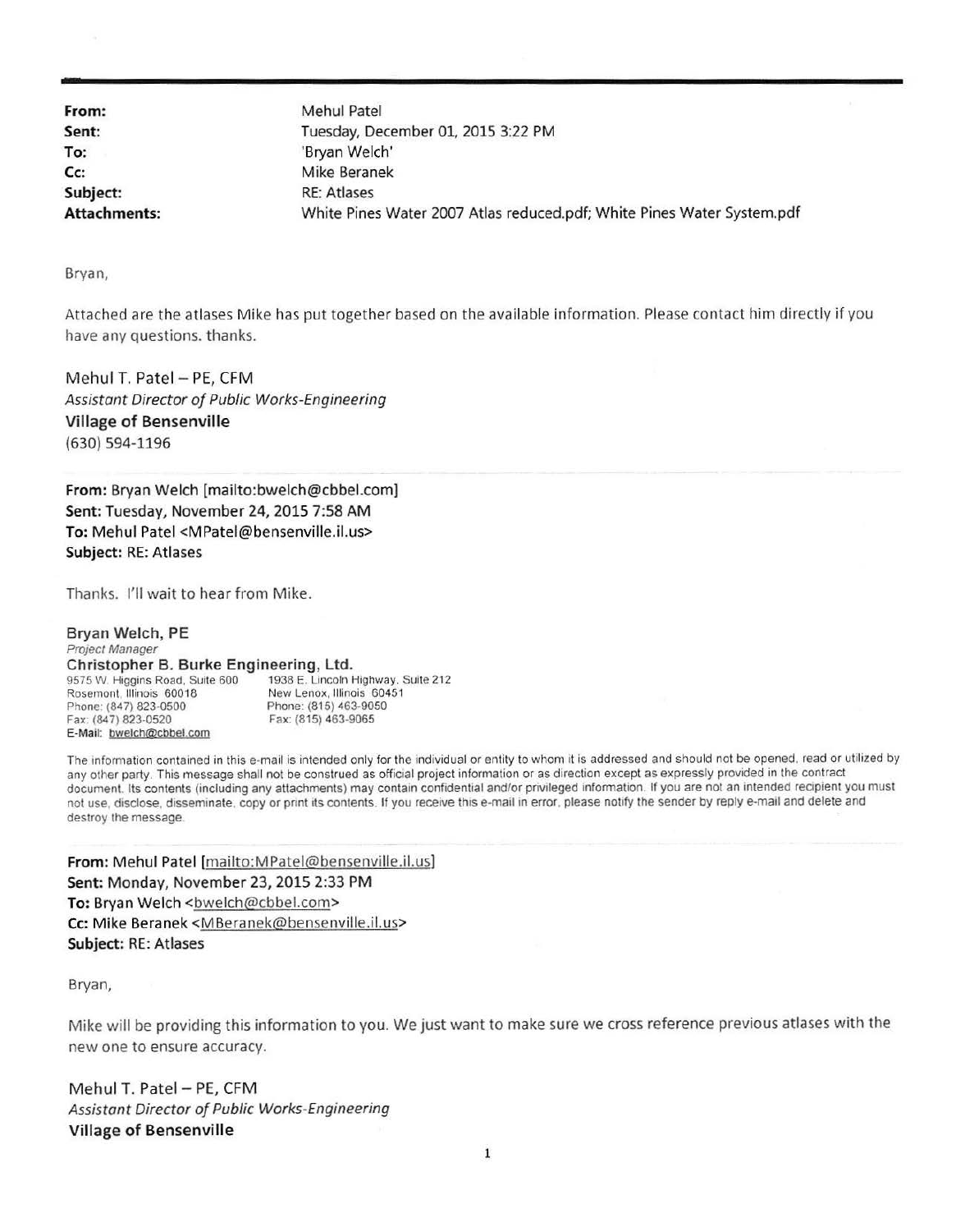**From:** Mehul Patel
**Sent:** Tuesday, December 01, 2015 3:22 PM
**To:** 'Bryan Welch'
**Cc:** Mike Beranek
**Subject:** RE: Atlases
**Attachments:** White Pines Water 2007 Atlas reduced.pdf; White Pines Water System.pdf

Bryan,

Attached are the atlases Mike has put together based on the available information. Please contact him directly if you have any questions. thanks.

Mehul T. Patel – PE, CFM
*Assistant Director of Public Works-Engineering*
**Village of Bensenville**
(630) 594-1196

---

**From:** Bryan Welch [mailto:bwelch@cbbel.com]
**Sent:** Tuesday, November 24, 2015 7:58 AM
**To:** Mehul Patel <MPatel@bensenville.il.us>
**Subject:** RE: Atlases

Thanks. I'll wait to hear from Mike.

**Bryan Welch, PE**
*Project Manager*
**Christopher B. Burke Engineering, Ltd.**
9575 W. Higgins Road, Suite 600
Rosemont, Illinois 60018
Phone: (847) 823-0500
Fax: (847) 823-0520
E-Mail: bwelch@cbbel.com

1938 E. Lincoln Highway, Suite 212
New Lenox, Illinois 60451
Phone: (815) 463-9050
Fax: (815) 463-9065

The information contained in this e-mail is intended only for the individual or entity to whom it is addressed and should not be opened, read or utilized by any other party. This message shall not be construed as official project information or as direction except as expressly provided in the contract document. Its contents (including any attachments) may contain confidential and/or privileged information. If you are not an intended recipient you must not use, disclose, disseminate, copy or print its contents. If you receive this e-mail in error, please notify the sender by reply e-mail and delete and destroy the message.

---

**From:** Mehul Patel [mailto:MPatel@bensenville.il.us]
**Sent:** Monday, November 23, 2015 2:33 PM
**To:** Bryan Welch <bwelch@cbbel.com>
**Cc:** Mike Beranek <MBeranek@bensenville.il.us>
**Subject:** RE: Atlases

Bryan,

Mike will be providing this information to you. We just want to make sure we cross reference previous atlases with the new one to ensure accuracy.

Mehul T. Patel – PE, CFM
*Assistant Director of Public Works-Engineering*
**Village of Bensenville**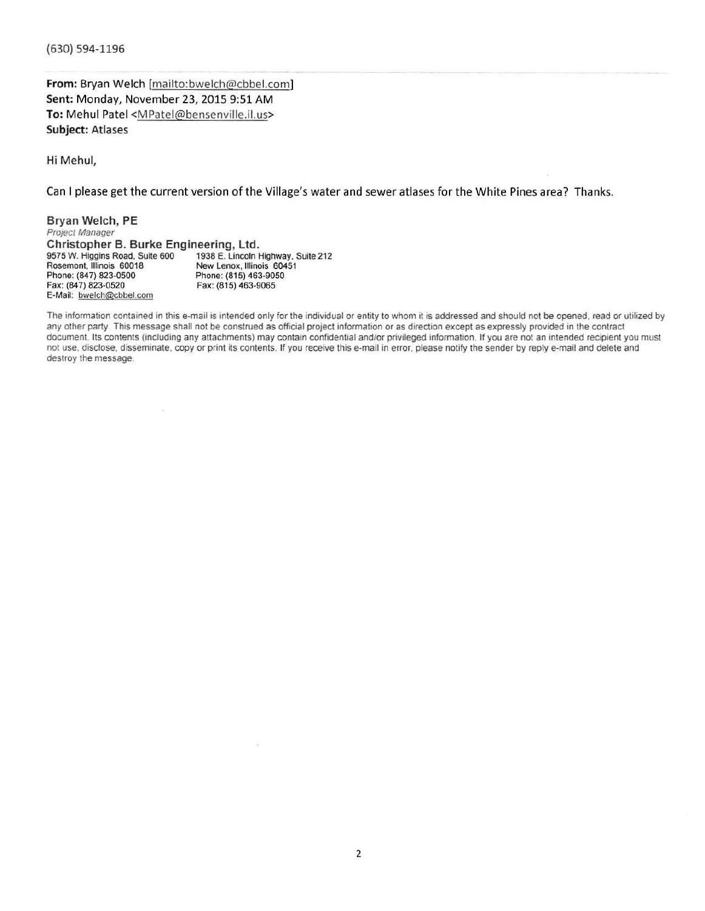(630) 594-1196

**From:** Bryan Welch [mailto:bwelch@cbbel.com]
**Sent:** Monday, November 23, 2015 9:51 AM
**To:** Mehul Patel <MPatel@bensenville.il.us>
**Subject:** Atlases

Hi Mehul,

Can I please get the current version of the Village's water and sewer atlases for the White Pines area? Thanks.

**Bryan Welch, PE**
*Project Manager*
**Christopher B. Burke Engineering, Ltd.**

9575 W. Higgins Road, Suite 600
Rosemont, Illinois 60018
Phone: (847) 823-0500
Fax: (847) 823-0520
E-Mail: bwelch@cbbel.com

1938 E. Lincoln Highway, Suite 212
New Lenox, Illinois 60451
Phone: (815) 463-9050
Fax: (815) 463-9065

The information contained in this e-mail is intended only for the individual or entity to whom it is addressed and should not be opened, read or utilized by any other party. This message shall not be construed as official project information or as direction except as expressly provided in the contract document. Its contents (including any attachments) may contain confidential and/or privileged information. If you are not an intended recipient you must not use, disclose, disseminate, copy or print its contents. If you receive this e-mail in error, please notify the sender by reply e-mail and delete and destroy the message.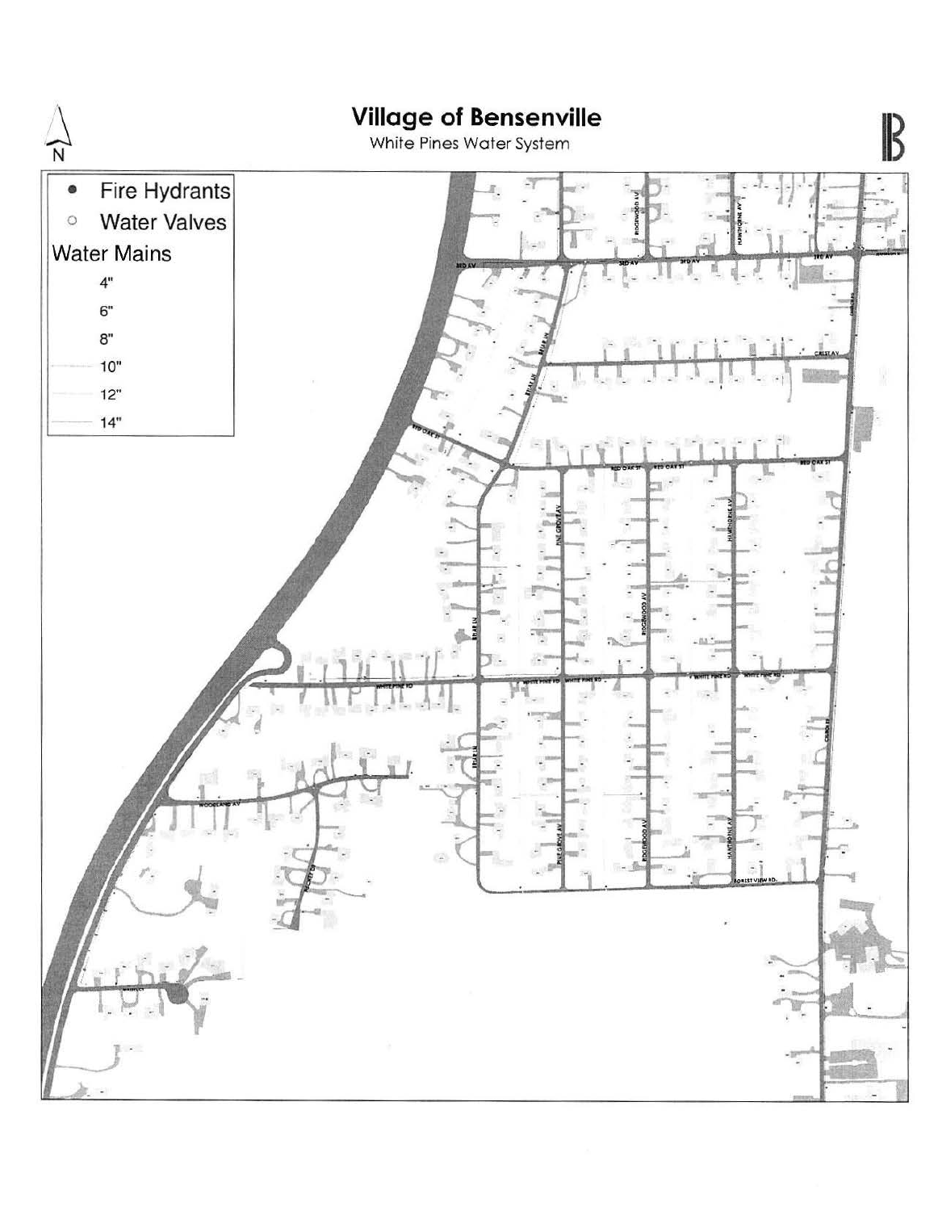# Village of Bensenville

White Pines Water System

N

- Fire Hydrants
- Water Valves

Water Mains

4"

6"

8"

10"

12"

14"

3RD AV

RIDGEWOOD AV

HAWTHORNE AV

CREST AV

BRIAR LN

RED OAK ST

PINE GROVE AV

WHITE PINE RD

WOODLAND AV

FOREST VIEW RD